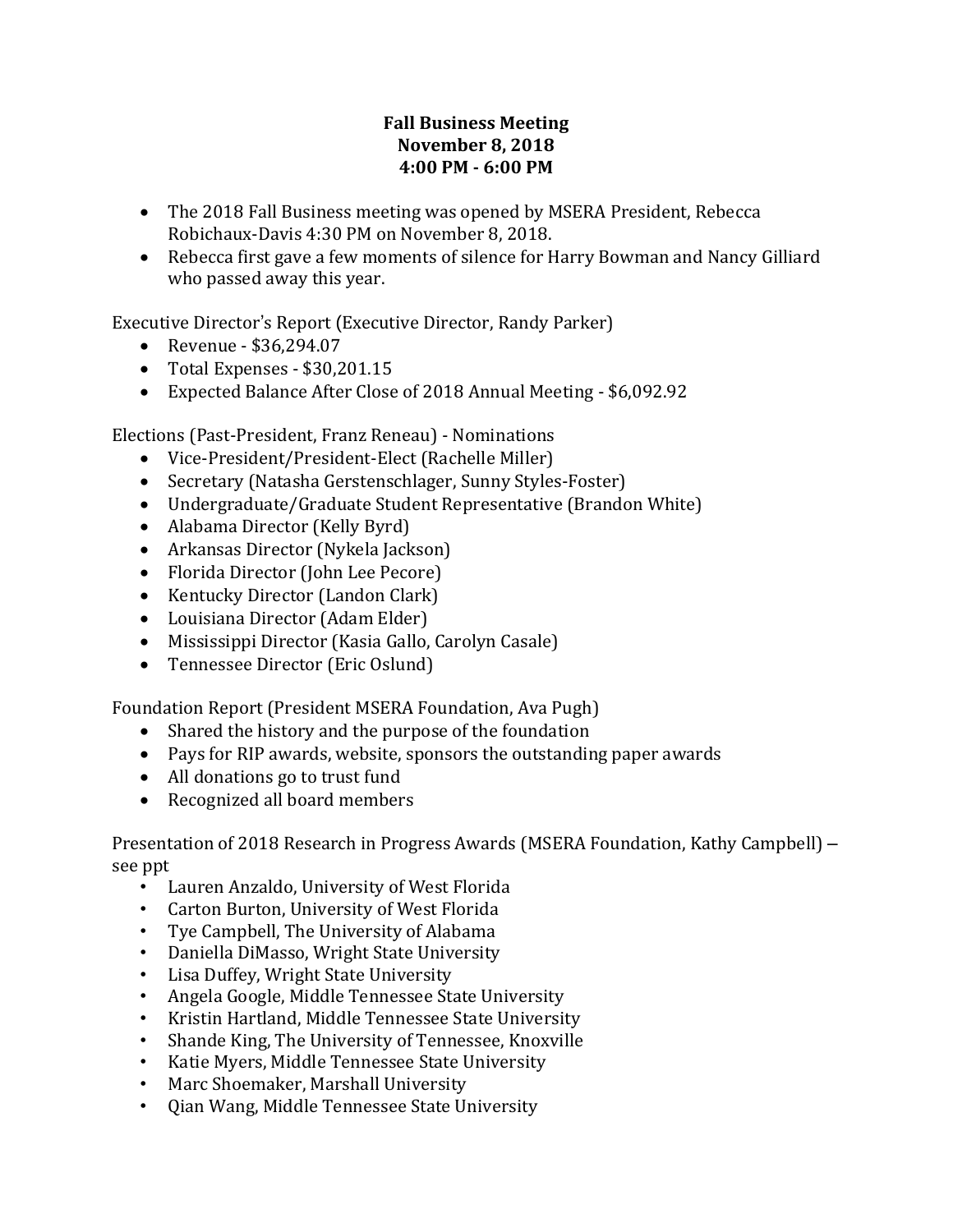**Fall Business Meeting**
**November 8, 2018**
**4:00 PM - 6:00 PM**

- The 2018 Fall Business meeting was opened by MSERA President, Rebecca Robichaux-Davis 4:30 PM on November 8, 2018.
- Rebecca first gave a few moments of silence for Harry Bowman and Nancy Gilliard who passed away this year.

Executive Director's Report (Executive Director, Randy Parker)

- Revenue - $36,294.07
- Total Expenses - $30,201.15
- Expected Balance After Close of 2018 Annual Meeting - $6,092.92

Elections (Past-President, Franz Reneau) - Nominations

- Vice-President/President-Elect (Rachelle Miller)
- Secretary (Natasha Gerstenschlager, Sunny Styles-Foster)
- Undergraduate/Graduate Student Representative (Brandon White)
- Alabama Director (Kelly Byrd)
- Arkansas Director (Nykela Jackson)
- Florida Director (John Lee Pecore)
- Kentucky Director (Landon Clark)
- Louisiana Director (Adam Elder)
- Mississippi Director (Kasia Gallo, Carolyn Casale)
- Tennessee Director (Eric Oslund)

Foundation Report (President MSERA Foundation, Ava Pugh)

- Shared the history and the purpose of the foundation
- Pays for RIP awards, website, sponsors the outstanding paper awards
- All donations go to trust fund
- Recognized all board members

Presentation of 2018 Research in Progress Awards (MSERA Foundation, Kathy Campbell) – see ppt

- Lauren Anzaldo, University of West Florida
- Carton Burton, University of West Florida
- Tye Campbell, The University of Alabama
- Daniella DiMasso, Wright State University
- Lisa Duffey, Wright State University
- Angela Google, Middle Tennessee State University
- Kristin Hartland, Middle Tennessee State University
- Shande King, The University of Tennessee, Knoxville
- Katie Myers, Middle Tennessee State University
- Marc Shoemaker, Marshall University
- Qian Wang, Middle Tennessee State University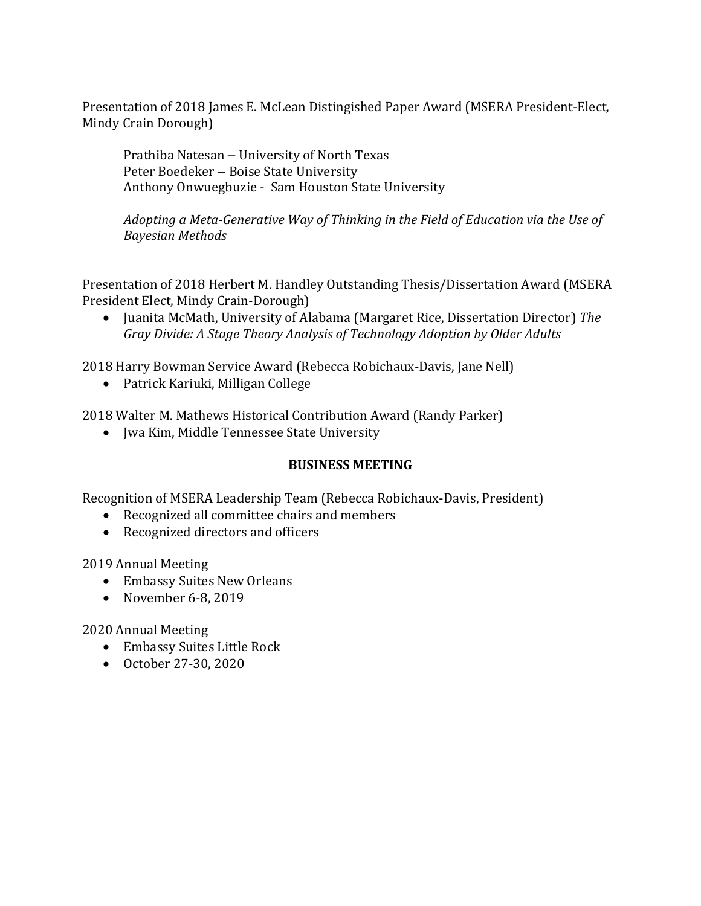Presentation of 2018 James E. McLean Distinguished Paper Award (MSERA President-Elect, Mindy Crain Dorough)

Prathiba Natesan – University of North Texas
Peter Boedeker – Boise State University
Anthony Onwuegbuzie - Sam Houston State University

*Adopting a Meta-Generative Way of Thinking in the Field of Education via the Use of Bayesian Methods*

Presentation of 2018 Herbert M. Handley Outstanding Thesis/Dissertation Award (MSERA President Elect, Mindy Crain-Dorough)

- Juanita McMath, University of Alabama (Margaret Rice, Dissertation Director) *The Gray Divide: A Stage Theory Analysis of Technology Adoption by Older Adults*

2018 Harry Bowman Service Award (Rebecca Robichaux-Davis, Jane Nell)

- Patrick Kariuki, Milligan College

2018 Walter M. Mathews Historical Contribution Award (Randy Parker)

- Jwa Kim, Middle Tennessee State University

## BUSINESS MEETING

Recognition of MSERA Leadership Team (Rebecca Robichaux-Davis, President)

- Recognized all committee chairs and members
- Recognized directors and officers

2019 Annual Meeting

- Embassy Suites New Orleans
- November 6-8, 2019

2020 Annual Meeting

- Embassy Suites Little Rock
- October 27-30, 2020